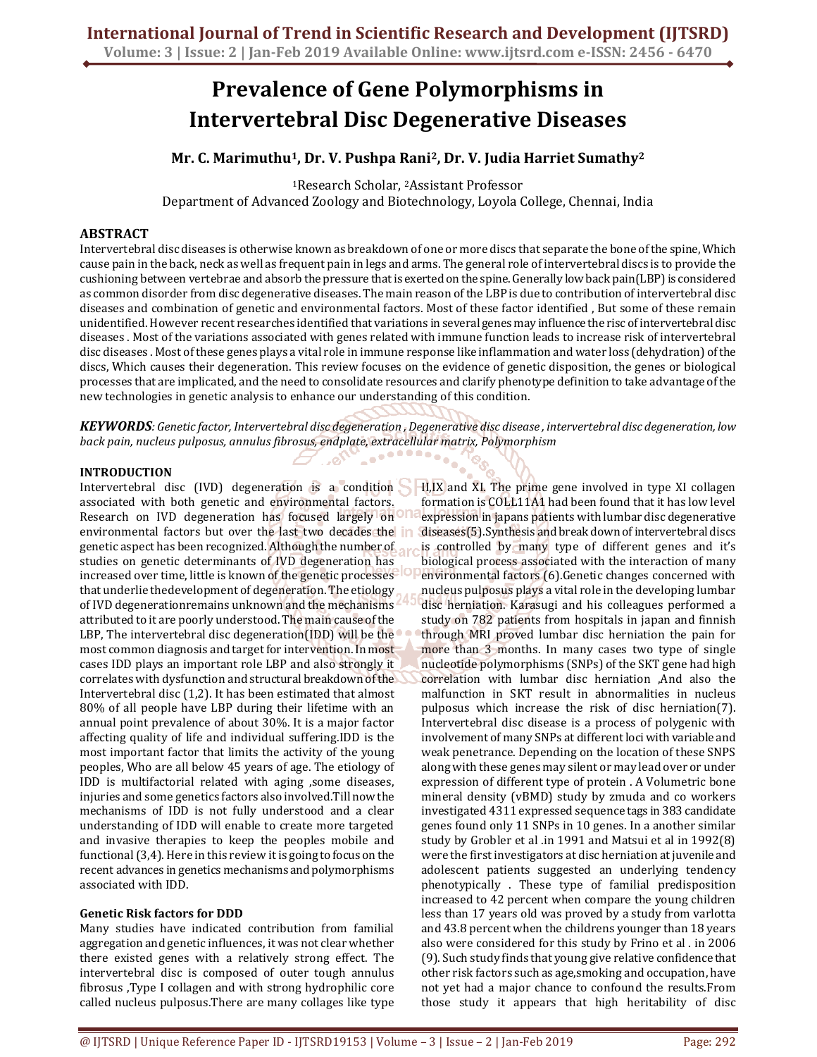# Prevalence of Gene Polymorphisms in Intervertebral Disc Degenerative Diseases

**Mr. C. Marimuthu[1], Dr. V. Pushpa Rani[2], Dr. V. Judia Harriet Sumathy[2]**

[1]Research Scholar, [2]Assistant Professor
Department of Advanced Zoology and Biotechnology, Loyola College, Chennai, India

## ABSTRACT

Intervertebral disc diseases is otherwise known as breakdown of one or more discs that separate the bone of the spine, Which cause pain in the back, neck as well as frequent pain in legs and arms. The general role of intervertebral discs is to provide the cushioning between vertebrae and absorb the pressure that is exerted on the spine. Generally low back pain(LBP) is considered as common disorder from disc degenerative diseases. The main reason of the LBP is due to contribution of intervertebral disc diseases and combination of genetic and environmental factors. Most of these factor identified , But some of these remain unidentified. However recent researches identified that variations in several genes may influence the risc of intervertebral disc diseases . Most of the variations associated with genes related with immune function leads to increase risk of intervertebral disc diseases . Most of these genes plays a vital role in immune response like inflammation and water loss (dehydration) of the discs, Which causes their degeneration. This review focuses on the evidence of genetic disposition, the genes or biological processes that are implicated, and the need to consolidate resources and clarify phenotype definition to take advantage of the new technologies in genetic analysis to enhance our understanding of this condition.

***KEYWORDS**: Genetic factor, Intervertebral disc degeneration , Degenerative disc disease , intervertebral disc degeneration, low back pain, nucleus pulposus, annulus fibrosus, endplate, extracellular matrix, Polymorphism*

## INTRODUCTION

Intervertebral disc (IVD) degeneration is a condition associated with both genetic and environmental factors. Research on IVD degeneration has focused largely on environmental factors but over the last two decades the genetic aspect has been recognized. Although the number of studies on genetic determinants of IVD degeneration has increased over time, little is known of the genetic processes that underlie thedevelopment of degeneration. The etiology of IVD degenerationremains unknown and the mechanisms attributed to it are poorly understood. The main cause of the LBP, The intervertebral disc degeneration(IDD) will be the most common diagnosis and target for intervention. In most cases IDD plays an important role LBP and also strongly it correlates with dysfunction and structural breakdown of the Intervertebral disc (1,2). It has been estimated that almost 80% of all people have LBP during their lifetime with an annual point prevalence of about 30%. It is a major factor affecting quality of life and individual suffering.IDD is the most important factor that limits the activity of the young peoples, Who are all below 45 years of age. The etiology of IDD is multifactorial related with aging ,some diseases, injuries and some genetics factors also involved.Till now the mechanisms of IDD is not fully understood and a clear understanding of IDD will enable to create more targeted and invasive therapies to keep the peoples mobile and functional (3,4). Here in this review it is going to focus on the recent advances in genetics mechanisms and polymorphisms associated with IDD.

### Genetic Risk factors for DDD

Many studies have indicated contribution from familial aggregation and genetic influences, it was not clear whether there existed genes with a relatively strong effect. The intervertebral disc is composed of outer tough annulus fibrosus ,Type I collagen and with strong hydrophilic core called nucleus pulposus.There are many collages like type II,IX and XI. The prime gene involved in type XI collagen formation is COLL11A1 had been found that it has low level expression in japans patients with lumbar disc degenerative diseases(5).Synthesis and break down of intervertebral discs is controlled by many type of different genes and it's biological process associated with the interaction of many environmental factors (6).Genetic changes concerned with nucleus pulposus plays a vital role in the developing lumbar disc herniation. Karasugi and his colleagues performed a study on 782 patients from hospitals in japan and finnish through MRI proved lumbar disc herniation the pain for more than 3 months. In many cases two type of single nucleotide polymorphisms (SNPs) of the SKT gene had high correlation with lumbar disc herniation ,And also the malfunction in SKT result in abnormalities in nucleus pulposus which increase the risk of disc herniation(7). Intervertebral disc disease is a process of polygenic with involvement of many SNPs at different loci with variable and weak penetrance. Depending on the location of these SNPS along with these genes may silent or may lead over or under expression of different type of protein . A Volumetric bone mineral density (vBMD) study by zmuda and co workers investigated 4311 expressed sequence tags in 383 candidate genes found only 11 SNPs in 10 genes. In a another similar study by Grobler et al .in 1991 and Matsui et al in 1992(8) were the first investigators at disc herniation at juvenile and adolescent patients suggested an underlying tendency phenotypically . These type of familial predisposition increased to 42 percent when compare the young children less than 17 years old was proved by a study from varlotta and 43.8 percent when the childrens younger than 18 years also were considered for this study by Frino et al . in 2006 (9). Such study finds that young give relative confidence that other risk factors such as age,smoking and occupation, have not yet had a major chance to confound the results.From those study it appears that high heritability of disc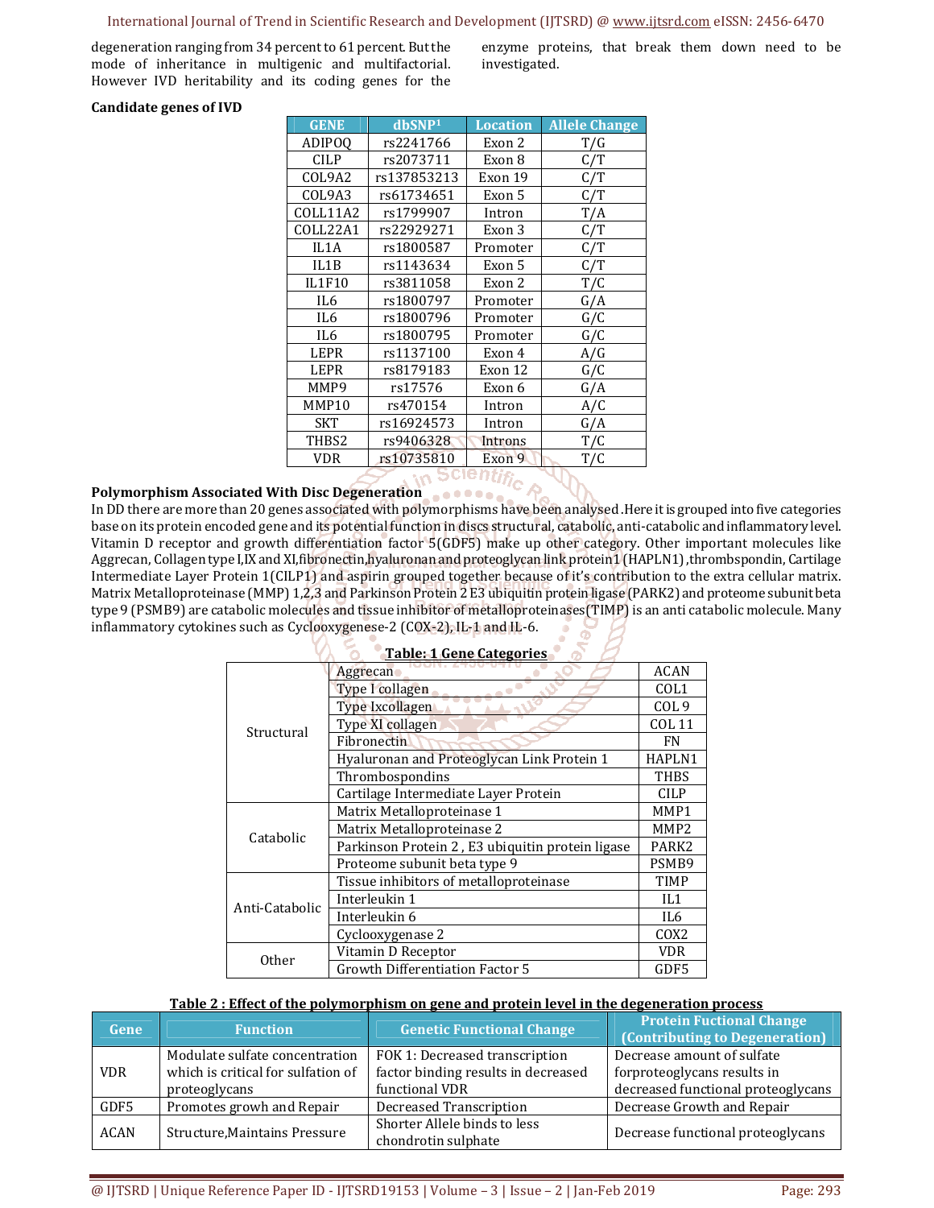degeneration ranging from 34 percent to 61 percent. But the mode of inheritance in multigenic and multifactorial. However IVD heritability and its coding genes for the enzyme proteins, that break them down need to be investigated.

**Candidate genes of IVD**

| GENE | dbSNP[1] | Location | Allele Change |
|---|---|---|---|
| ADIPOQ | rs2241766 | Exon 2 | T/G |
| CILP | rs2073711 | Exon 8 | C/T |
| COL9A2 | rs137853213 | Exon 19 | C/T |
| COL9A3 | rs61734651 | Exon 5 | C/T |
| COLL11A2 | rs1799907 | Intron | T/A |
| COLL22A1 | rs22929271 | Exon 3 | C/T |
| IL1A | rs1800587 | Promoter | C/T |
| IL1B | rs1143634 | Exon 5 | C/T |
| IL1F10 | rs3811058 | Exon 2 | T/C |
| IL6 | rs1800797 | Promoter | G/A |
| IL6 | rs1800796 | Promoter | G/C |
| IL6 | rs1800795 | Promoter | G/C |
| LEPR | rs1137100 | Exon 4 | A/G |
| LEPR | rs8179183 | Exon 12 | G/C |
| MMP9 | rs17576 | Exon 6 | G/A |
| MMP10 | rs470154 | Intron | A/C |
| SKT | rs16924573 | Intron | G/A |
| THBS2 | rs9406328 | Introns | T/C |
| VDR | rs10735810 | Exon 9 | T/C |

**Polymorphism Associated With Disc Degeneration**

In DD there are more than 20 genes associated with polymorphisms have been analysed .Here it is grouped into five categories base on its protein encoded gene and its potential function in discs structural, catabolic, anti-catabolic and inflammatory level. Vitamin D receptor and growth differentiation factor 5(GDF5) make up other category. Other important molecules like Aggrecan, Collagen type I,IX and XI,fibronectin,hyaluronan and proteoglycan link protein1 (HAPLN1) ,thrombspondin, Cartilage Intermediate Layer Protein 1(CILP1) and aspirin grouped together because of it's contribution to the extra cellular matrix. Matrix Metalloproteinase (MMP) 1,2,3 and Parkinson Protein 2 E3 ubiquitin protein ligase (PARK2) and proteome subunit beta type 9 (PSMB9) are catabolic molecules and tissue inhibitor of metalloproteinases(TIMP) is an anti catabolic molecule. Many inflammatory cytokines such as Cyclooxygenese-2 (COX-2), IL-1 and IL-6.

**Table: 1 Gene Categories**

| Category | Gene | Symbol |
|---|---|---|
| Structural | Aggrecan | ACAN |
| | Type I collagen | COL1 |
| | Type Ixcollagen | COL 9 |
| | Type XI collagen | COL 11 |
| | Fibronectin | FN |
| | Hyaluronan and Proteoglycan Link Protein 1 | HAPLN1 |
| | Thrombospondins | THBS |
| | Cartilage Intermediate Layer Protein | CILP |
| Catabolic | Matrix Metalloproteinase 1 | MMP1 |
| | Matrix Metalloproteinase 2 | MMP2 |
| | Parkinson Protein 2 , E3 ubiquitin protein ligase | PARK2 |
| | Proteome subunit beta type 9 | PSMB9 |
| Anti-Catabolic | Tissue inhibitors of metalloproteinase | TIMP |
| | Interleukin 1 | IL1 |
| | Interleukin 6 | IL6 |
| | Cyclooxygenase 2 | COX2 |
| Other | Vitamin D Receptor | VDR |
| | Growth Differentiation Factor 5 | GDF5 |

**Table 2 : Effect of the polymorphism on gene and protein level in the degeneration process**

| Gene | Function | Genetic Functional Change | Protein Fuctional Change (Contributing to Degeneration) |
|---|---|---|---|
| VDR | Modulate sulfate concentration which is critical for sulfation of proteoglycans | FOK 1: Decreased transcription factor binding results in decreased functional VDR | Decrease amount of sulfate forproteoglycans results in decreased functional proteoglycans |
| GDF5 | Promotes growh and Repair | Decreased Transcription | Decrease Growth and Repair |
| ACAN | Structure,Maintains Pressure | Shorter Allele binds to less chondrotin sulphate | Decrease functional proteoglycans |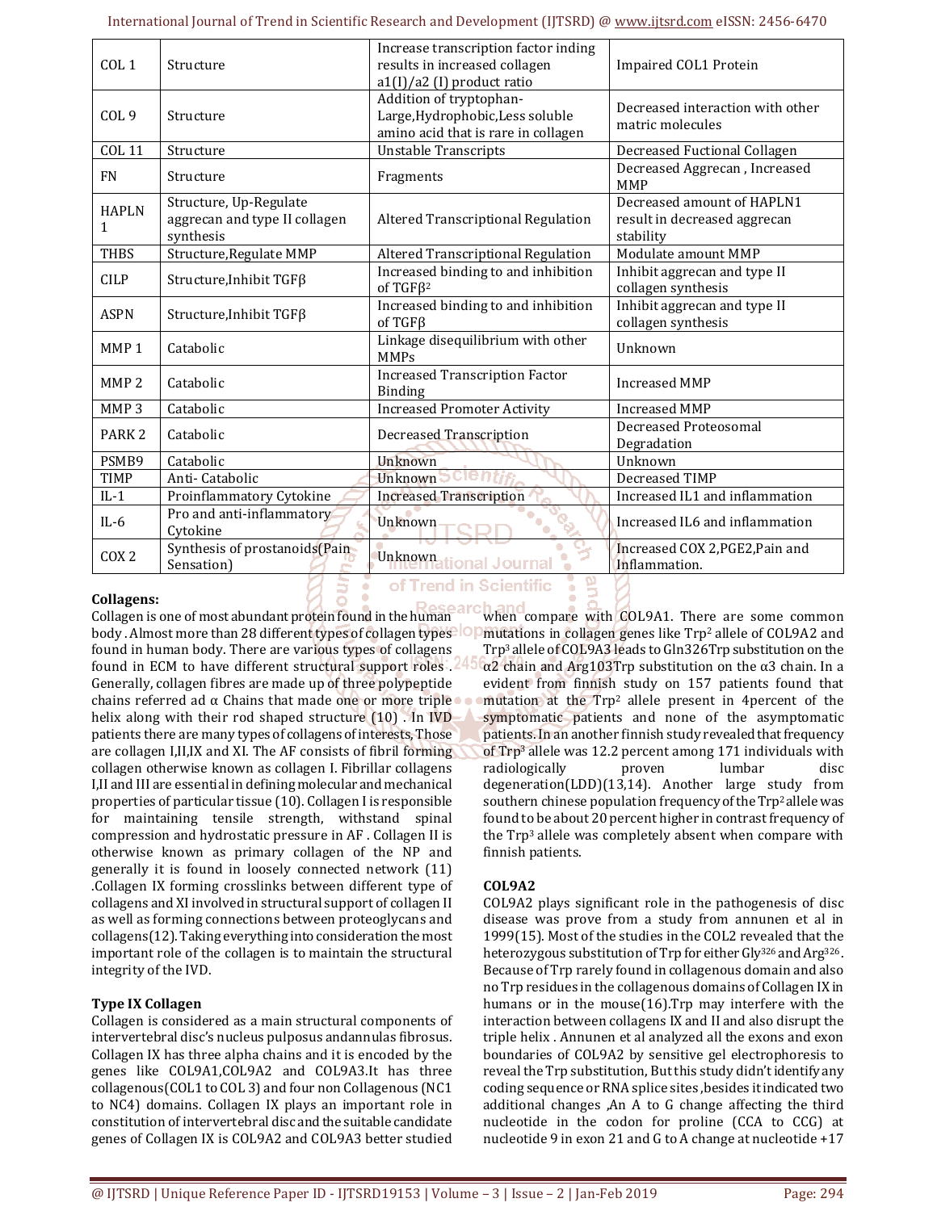| COL 1 | Structure | Increase transcription factor inding results in increased collagen a1(I)/a2 (I) product ratio | Impaired COL1 Protein |
|---|---|---|---|
| COL 9 | Structure | Addition of tryptophan-Large,Hydrophobic,Less soluble amino acid that is rare in collagen | Decreased interaction with other matric molecules |
| COL 11 | Structure | Unstable Transcripts | Decreased Fuctional Collagen |
| FN | Structure | Fragments | Decreased Aggrecan , Increased MMP |
| HAPLN 1 | Structure, Up-Regulate aggrecan and type II collagen synthesis | Altered Transcriptional Regulation | Decreased amount of HAPLN1 result in decreased aggrecan stability |
| THBS | Structure,Regulate MMP | Altered Transcriptional Regulation | Modulate amount MMP |
| CILP | Structure,Inhibit TGFβ | Increased binding to and inhibition of TGFβ[2] | Inhibit aggrecan and type II collagen synthesis |
| ASPN | Structure,Inhibit TGFβ | Increased binding to and inhibition of TGFβ | Inhibit aggrecan and type II collagen synthesis |
| MMP 1 | Catabolic | Linkage disequilibrium with other MMPs | Unknown |
| MMP 2 | Catabolic | Increased Transcription Factor Binding | Increased MMP |
| MMP 3 | Catabolic | Increased Promoter Activity | Increased MMP |
| PARK 2 | Catabolic | Decreased Transcription | Decreased Proteosomal Degradation |
| PSMB9 | Catabolic | Unknown | Unknown |
| TIMP | Anti- Catabolic | Unknown | Decreased TIMP |
| IL-1 | Proinflammatory Cytokine | Increased Transcription | Increased IL1 and inflammation |
| IL-6 | Pro and anti-inflammatory Cytokine | Unknown | Increased IL6 and inflammation |
| COX 2 | Synthesis of prostanoids(Pain Sensation) | Unknown | Increased COX 2,PGE2,Pain and Inflammation. |

**Collagens:**

Collagen is one of most abundant protein found in the human body . Almost more than 28 different types of collagen types found in human body. There are various types of collagens found in ECM to have different structural support roles . Generally, collagen fibres are made up of three polypeptide chains referred ad α Chains that made one or more triple helix along with their rod shaped structure (10) . In IVD patients there are many types of collagens of interests, Those are collagen I,II,IX and XI. The AF consists of fibril forming collagen otherwise known as collagen I. Fibrillar collagens I,II and III are essential in defining molecular and mechanical properties of particular tissue (10). Collagen I is responsible for maintaining tensile strength, withstand spinal compression and hydrostatic pressure in AF . Collagen II is otherwise known as primary collagen of the NP and generally it is found in loosely connected network (11) .Collagen IX forming crosslinks between different type of collagens and XI involved in structural support of collagen II as well as forming connections between proteoglycans and collagens(12). Taking everything into consideration the most important role of the collagen is to maintain the structural integrity of the IVD.

**Type IX Collagen**

Collagen is considered as a main structural components of intervertebral disc's nucleus pulposus andannulas fibrosus. Collagen IX has three alpha chains and it is encoded by the genes like COL9A1,COL9A2 and COL9A3.It has three collagenous(COL1 to COL 3) and four non Collagenous (NC1 to NC4) domains. Collagen IX plays an important role in constitution of intervertebral disc and the suitable candidate genes of Collagen IX is COL9A2 and COL9A3 better studied when compare with COL9A1. There are some common mutations in collagen genes like Trp[2] allele of COL9A2 and Trp[3] allele of COL9A3 leads to Gln326Trp substitution on the α2 chain and Arg103Trp substitution on the α3 chain. In a evident from finnish study on 157 patients found that mutation at the Trp[2] allele present in 4percent of the symptomatic patients and none of the asymptomatic patients. In an another finnish study revealed that frequency of Trp[3] allele was 12.2 percent among 171 individuals with radiologically proven lumbar disc degeneration(LDD)(13,14). Another large study from southern chinese population frequency of the Trp[2] allele was found to be about 20 percent higher in contrast frequency of the Trp[3] allele was completely absent when compare with finnish patients.

**COL9A2**

COL9A2 plays significant role in the pathogenesis of disc disease was prove from a study from annunen et al in 1999(15). Most of the studies in the COL2 revealed that the heterozygous substitution of Trp for either Gly[326] and Arg[326]. Because of Trp rarely found in collagenous domain and also no Trp residues in the collagenous domains of Collagen IX in humans or in the mouse(16).Trp may interfere with the interaction between collagens IX and II and also disrupt the triple helix . Annunen et al analyzed all the exons and exon boundaries of COL9A2 by sensitive gel electrophoresis to reveal the Trp substitution, But this study didn't identify any coding sequence or RNA splice sites ,besides it indicated two additional changes ,An A to G change affecting the third nucleotide in the codon for proline (CCA to CCG) at nucleotide 9 in exon 21 and G to A change at nucleotide +17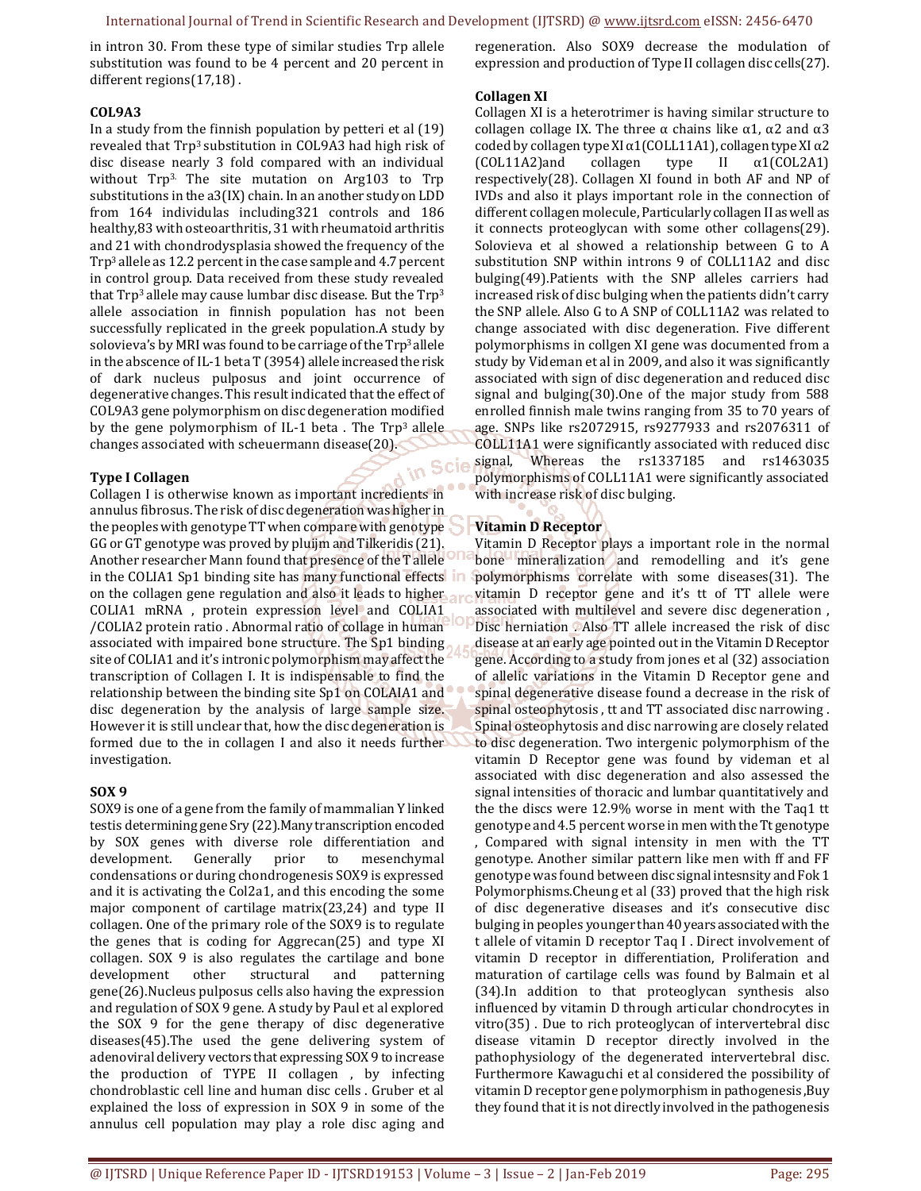in intron 30. From these type of similar studies Trp allele substitution was found to be 4 percent and 20 percent in different regions(17,18) .

### COL9A3

In a study from the finnish population by petteri et al (19) revealed that $Trp^3$ substitution in COL9A3 had high risk of disc disease nearly 3 fold compared with an individual without $Trp^3$. The site mutation on Arg103 to Trp substitutions in the a3(IX) chain. In an another study on LDD from 164 individulas including321 controls and 186 healthy,83 with osteoarthritis, 31 with rheumatoid arthritis and 21 with chondrodysplasia showed the frequency of the $Trp^3$ allele as 12.2 percent in the case sample and 4.7 percent in control group. Data received from these study revealed that $Trp^3$ allele may cause lumbar disc disease. But the $Trp^3$ allele association in finnish population has not been successfully replicated in the greek population.A study by solovieva's by MRI was found to be carriage of the $Trp^3$ allele in the abscence of IL-1 beta T (3954) allele increased the risk of dark nucleus pulposus and joint occurrence of degenerative changes. This result indicated that the effect of COL9A3 gene polymorphism on disc degeneration modified by the gene polymorphism of IL-1 beta . The $Trp^3$ allele changes associated with scheuermann disease(20).

### Type I Collagen

Collagen I is otherwise known as important incredients in annulus fibrosus. The risk of disc degeneration was higher in the peoples with genotype TT when compare with genotype GG or GT genotype was proved by pluijm and Tilkeridis (21). Another researcher Mann found that presence of the T allele in the COLIA1 Sp1 binding site has many functional effects on the collagen gene regulation and also it leads to higher COLIA1 mRNA , protein expression level and COLIA1 /COLIA2 protein ratio . Abnormal ratio of collage in human associated with impaired bone structure. The Sp1 binding site of COLIA1 and it's intronic polymorphism may affect the transcription of Collagen I. It is indispensable to find the relationship between the binding site Sp1 on COLAIA1 and disc degeneration by the analysis of large sample size. However it is still unclear that, how the disc degeneration is formed due to the in collagen I and also it needs further investigation.

### SOX 9

SOX9 is one of a gene from the family of mammalian Y linked testis determining gene Sry (22).Many transcription encoded by SOX genes with diverse role differentiation and development. Generally prior to mesenchymal condensations or during chondrogenesis SOX9 is expressed and it is activating the Col2a1, and this encoding the some major component of cartilage matrix(23,24) and type II collagen. One of the primary role of the SOX9 is to regulate the genes that is coding for Aggrecan(25) and type XI collagen. SOX 9 is also regulates the cartilage and bone development other structural and patterning gene(26).Nucleus pulposus cells also having the expression and regulation of SOX 9 gene. A study by Paul et al explored the SOX 9 for the gene therapy of disc degenerative diseases(45).The used the gene delivering system of adenoviral delivery vectors that expressing SOX 9 to increase the production of TYPE II collagen , by infecting chondroblastic cell line and human disc cells . Gruber et al explained the loss of expression in SOX 9 in some of the annulus cell population may play a role disc aging and regeneration. Also SOX9 decrease the modulation of expression and production of Type II collagen disc cells(27).

### Collagen XI

Collagen XI is a heterotrimer is having similar structure to collagen collage IX. The three α chains like α1, α2 and α3 coded by collagen type XI α1(COLL11A1), collagen type XI α2 (COLL11A2)and collagen type II α1(COL2A1) respectively(28). Collagen XI found in both AF and NP of IVDs and also it plays important role in the connection of different collagen molecule, Particularly collagen II as well as it connects proteoglycan with some other collagens(29). Solovieva et al showed a relationship between G to A substitution SNP within introns 9 of COLL11A2 and disc bulging(49).Patients with the SNP alleles carriers had increased risk of disc bulging when the patients didn't carry the SNP allele. Also G to A SNP of COLL11A2 was related to change associated with disc degeneration. Five different polymorphisms in collgen XI gene was documented from a study by Videman et al in 2009, and also it was significantly associated with sign of disc degeneration and reduced disc signal and bulging(30).One of the major study from 588 enrolled finnish male twins ranging from 35 to 70 years of age. SNPs like rs2072915, rs9277933 and rs2076311 of COLL11A1 were significantly associated with reduced disc signal, Whereas the rs1337185 and rs1463035 polymorphisms of COLL11A1 were significantly associated with increase risk of disc bulging.

### Vitamin D Receptor

Vitamin D Receptor plays a important role in the normal bone mineralization and remodelling and it's gene polymorphisms correlate with some diseases(31). The vitamin D receptor gene and it's tt of TT allele were associated with multilevel and severe disc degeneration , Disc herniation . Also TT allele increased the risk of disc disease at an early age pointed out in the Vitamin D Receptor gene. According to a study from jones et al (32) association of allelic variations in the Vitamin D Receptor gene and spinal degenerative disease found a decrease in the risk of spinal osteophytosis , tt and TT associated disc narrowing . Spinal osteophytosis and disc narrowing are closely related to disc degeneration. Two intergenic polymorphism of the vitamin D Receptor gene was found by videman et al associated with disc degeneration and also assessed the signal intensities of thoracic and lumbar quantitatively and the the discs were 12.9% worse in ment with the Taq1 tt genotype and 4.5 percent worse in men with the Tt genotype , Compared with signal intensity in men with the TT genotype. Another similar pattern like men with ff and FF genotype was found between disc signal intesnsity and Fok 1 Polymorphisms.Cheung et al (33) proved that the high risk of disc degenerative diseases and it's consecutive disc bulging in peoples younger than 40 years associated with the t allele of vitamin D receptor Taq I . Direct involvement of vitamin D receptor in differentiation, Proliferation and maturation of cartilage cells was found by Balmain et al (34).In addition to that proteoglycan synthesis also influenced by vitamin D through articular chondrocytes in vitro(35) . Due to rich proteoglycan of intervertebral disc disease vitamin D receptor directly involved in the pathophysiology of the degenerated intervertebral disc. Furthermore Kawaguchi et al considered the possibility of vitamin D receptor gene polymorphism in pathogenesis ,Buy they found that it is not directly involved in the pathogenesis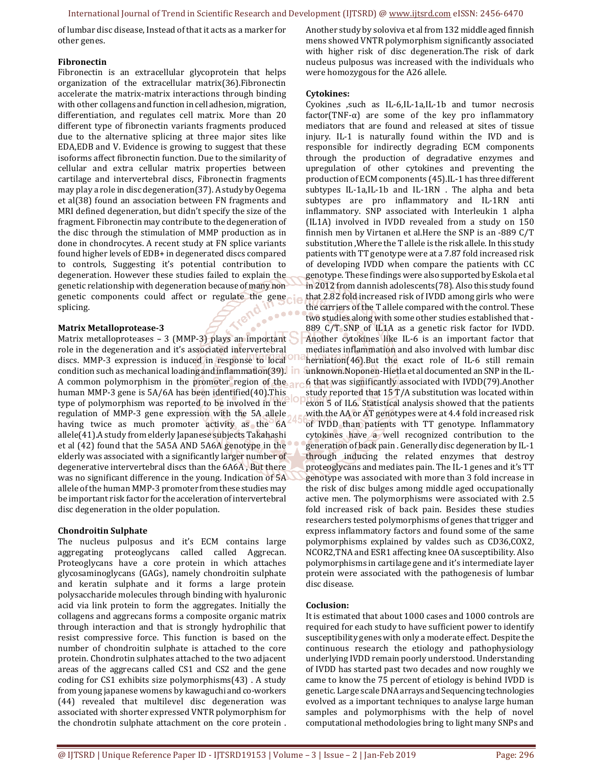of lumbar disc disease, Instead of that it acts as a marker for other genes.

**Fibronectin**

Fibronectin is an extracellular glycoprotein that helps organization of the extracellular matrix(36).Fibronectin accelerate the matrix-matrix interactions through binding with other collagens and function in cell adhesion, migration, differentiation, and regulates cell matrix. More than 20 different type of fibronectin variants fragments produced due to the alternative splicing at three major sites like EDA,EDB and V. Evidence is growing to suggest that these isoforms affect fibronectin function. Due to the similarity of cellular and extra cellular matrix properties between cartilage and intervertebral discs, Fibronectin fragments may play a role in disc degeneration(37). A study by Oegema et al(38) found an association between FN fragments and MRI defined degeneration, but didn't specify the size of the fragment. Fibronectin may contribute to the degeneration of the disc through the stimulation of MMP production as in done in chondrocytes. A recent study at FN splice variants found higher levels of EDB+ in degenerated discs compared to controls, Suggesting it's potential contribution to degeneration. However these studies failed to explain the genetic relationship with degeneration because of many non genetic components could affect or regulate the gene splicing.

**Matrix Metalloprotease-3**

Matrix metalloproteases – 3 (MMP-3) plays an important role in the degeneration and it's associated intervertebral discs. MMP-3 expression is induced in response to local condition such as mechanical loading and inflammation(39). A common polymorphism in the promoter region of the human MMP-3 gene is 5A/6A has been identified(40).This type of polymorphism was reported to be involved in the regulation of MMP-3 gene expression with the 5A allele having twice as much promoter activity as the 6A allele(41).A study from elderly Japanese subjects Takahashi et al (42) found that the 5A5A AND 5A6A genotype in the elderly was associated with a significantly larger number of degenerative intervertebral discs than the 6A6A , But there was no significant difference in the young. Indication of 5A allele of the human MMP-3 promoter from these studies may be important risk factor for the acceleration of intervertebral disc degeneration in the older population.

**Chondroitin Sulphate**

The nucleus pulposus and it's ECM contains large aggregating proteoglycans called called Aggrecan. Proteoglycans have a core protein in which attaches glycosaminoglycans (GAGs), namely chondroitin sulphate and keratin sulphate and it forms a large protein polysaccharide molecules through binding with hyaluronic acid via link protein to form the aggregates. Initially the collagens and aggrecans forms a composite organic matrix through interaction and that is strongly hydrophilic that resist compressive force. This function is based on the number of chondroitin sulphate is attached to the core protein. Chondrotin sulphates attached to the two adjacent areas of the aggrecans called CS1 and CS2 and the gene coding for CS1 exhibits size polymorphisms(43) . A study from young japanese womens by kawaguchi and co-workers (44) revealed that multilevel disc degeneration was associated with shorter expressed VNTR polymorphism for the chondrotin sulphate attachment on the core protein . Another study by soloviva et al from 132 middle aged finnish mens showed VNTR polymorphism significantly associated with higher risk of disc degeneration.The risk of dark nucleus pulposus was increased with the individuals who were homozygous for the A26 allele.

**Cytokines:**

Cyokines ,such as IL-6,IL-1a,IL-1b and tumor necrosis factor(TNF-α) are some of the key pro inflammatory mediators that are found and released at sites of tissue injury. IL-1 is naturally found within the IVD and is responsible for indirectly degrading ECM components through the production of degradative enzymes and upregulation of other cytokines and preventing the production of ECM components (45).IL-1 has three different subtypes IL-1a,IL-1b and IL-1RN . The alpha and beta subtypes are pro inflammatory and IL-1RN anti inflammatory. SNP associated with Interleukin 1 alpha (IL1A) involved in IVDD revealed from a study on 150 finnish men by Virtanen et al.Here the SNP is an -889 C/T substitution ,Where the T allele is the risk allele. In this study patients with TT genotype were at a 7.87 fold increased risk of developing IVDD when compare the patients with CC genotype. These findings were also supported by Eskola et al in 2012 from dannish adolescents(78). Also this study found that 2.82 fold increased risk of IVDD among girls who were the carriers of the T allele compared with the control. These two studies along with some other studies established that -889 C/T SNP of IL1A as a genetic risk factor for IVDD. Another cytokines like IL-6 is an important factor that mediates inflammation and also involved with lumbar disc herniation(46).But the exact role of IL-6 still remain unknown.Noponen-Hietla et al documented an SNP in the IL-6 that was significantly associated with IVDD(79).Another study reported that 15 T/A substitution was located within exon 5 of IL6. Statistical analysis showed that the patients with the AA or AT genotypes were at 4.4 fold increased risk of IVDD than patients with TT genotype. Inflammatory cytokines have a well recognized contribution to the generation of back pain . Generally disc degeneration by IL-1 through inducing the related enzymes that destroy proteoglycans and mediates pain. The IL-1 genes and it's TT genotype was associated with more than 3 fold increase in the risk of disc bulges among middle aged occupationally active men. The polymorphisms were associated with 2.5 fold increased risk of back pain. Besides these studies researchers tested polymorphisms of genes that trigger and express inflammatory factors and found some of the same polymorphisms explained by valdes such as CD36,COX2, NCOR2,TNA and ESR1 affecting knee OA susceptibility. Also polymorphisms in cartilage gene and it's intermediate layer protein were associated with the pathogenesis of lumbar disc disease.

**Coclusion:**

It is estimated that about 1000 cases and 1000 controls are required for each study to have sufficient power to identify susceptibility genes with only a moderate effect. Despite the continuous research the etiology and pathophysiology underlying IVDD remain poorly understood. Understanding of IVDD has started past two decades and now roughly we came to know the 75 percent of etiology is behind IVDD is genetic. Large scale DNA arrays and Sequencing technologies evolved as a important techniques to analyse large human samples and polymorphisms with the help of novel computational methodologies bring to light many SNPs and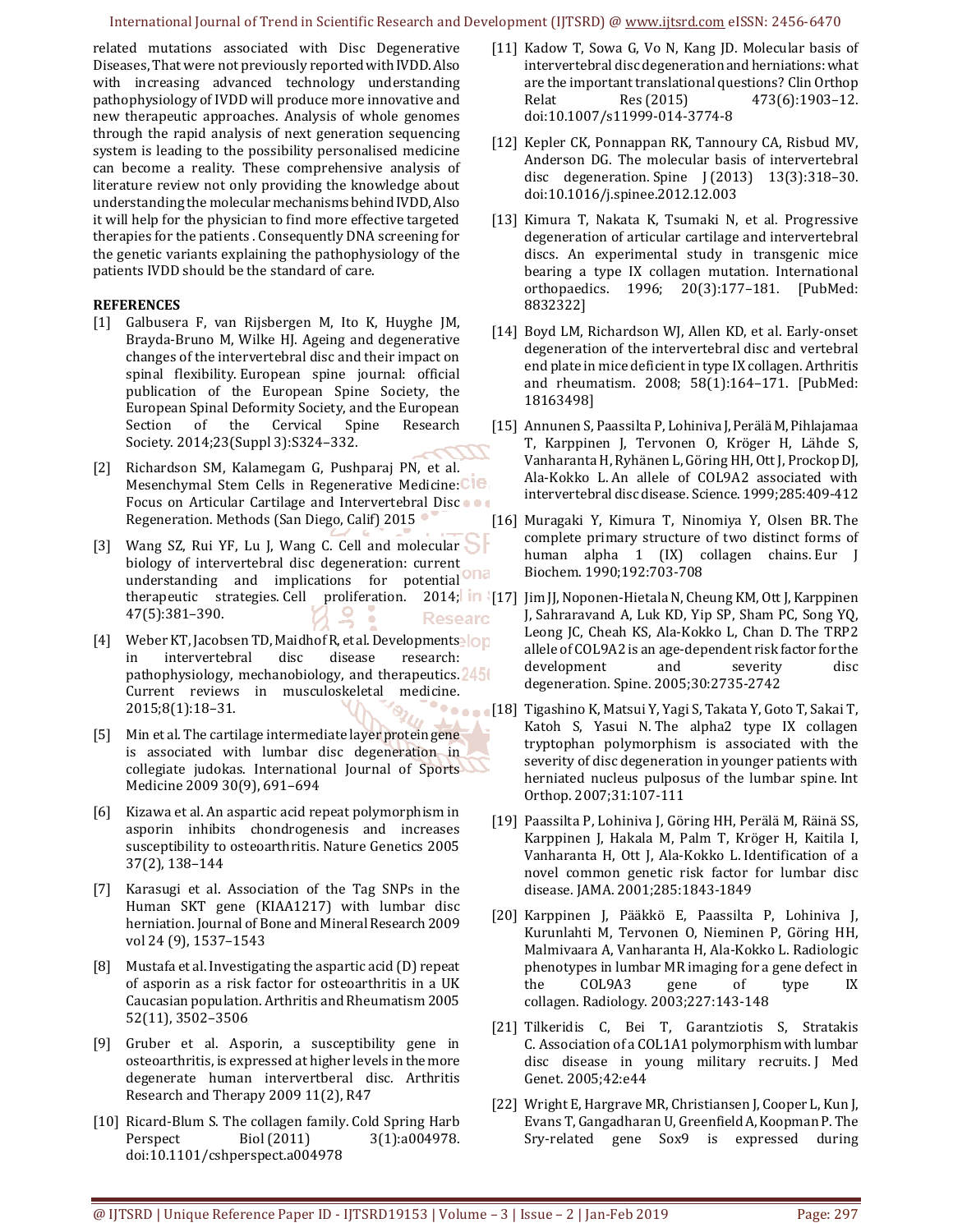related mutations associated with Disc Degenerative Diseases, That were not previously reported with IVDD. Also with increasing advanced technology understanding pathophysiology of IVDD will produce more innovative and new therapeutic approaches. Analysis of whole genomes through the rapid analysis of next generation sequencing system is leading to the possibility personalised medicine can become a reality. These comprehensive analysis of literature review not only providing the knowledge about understanding the molecular mechanisms behind IVDD, Also it will help for the physician to find more effective targeted therapies for the patients . Consequently DNA screening for the genetic variants explaining the pathophysiology of the patients IVDD should be the standard of care.

**REFERENCES**

[1] Galbusera F, van Rijsbergen M, Ito K, Huyghe JM, Brayda-Bruno M, Wilke HJ. Ageing and degenerative changes of the intervertebral disc and their impact on spinal flexibility. European spine journal: official publication of the European Spine Society, the European Spinal Deformity Society, and the European Section of the Cervical Spine Research Society. 2014;23(Suppl 3):S324–332.

[2] Richardson SM, Kalamegam G, Pushparaj PN, et al. Mesenchymal Stem Cells in Regenerative Medicine: Focus on Articular Cartilage and Intervertebral Disc Regeneration. Methods (San Diego, Calif) 2015

[3] Wang SZ, Rui YF, Lu J, Wang C. Cell and molecular biology of intervertebral disc degeneration: current understanding and implications for potential therapeutic strategies. Cell proliferation. 2014; 47(5):381–390.

[4] Weber KT, Jacobsen TD, Maidhof R, et al. Developments in intervertebral disc disease research: pathophysiology, mechanobiology, and therapeutics. Current reviews in musculoskeletal medicine. 2015;8(1):18–31.

[5] Min et al. The cartilage intermediate layer protein gene is associated with lumbar disc degeneration in collegiate judokas. International Journal of Sports Medicine 2009 30(9), 691–694

[6] Kizawa et al. An aspartic acid repeat polymorphism in asporin inhibits chondrogenesis and increases susceptibility to osteoarthritis. Nature Genetics 2005 37(2), 138–144

[7] Karasugi et al. Association of the Tag SNPs in the Human SKT gene (KIAA1217) with lumbar disc herniation. Journal of Bone and Mineral Research 2009 vol 24 (9), 1537–1543

[8] Mustafa et al. Investigating the aspartic acid (D) repeat of asporin as a risk factor for osteoarthritis in a UK Caucasian population. Arthritis and Rheumatism 2005 52(11), 3502–3506

[9] Gruber et al. Asporin, a susceptibility gene in osteoarthritis, is expressed at higher levels in the more degenerate human intervertberal disc. Arthritis Research and Therapy 2009 11(2), R47

[10] Ricard-Blum S. The collagen family. Cold Spring Harb Perspect Biol (2011) 3(1):a004978. doi:10.1101/cshperspect.a004978

[11] Kadow T, Sowa G, Vo N, Kang JD. Molecular basis of intervertebral disc degeneration and herniations: what are the important translational questions? Clin Orthop Relat Res (2015) 473(6):1903–12. doi:10.1007/s11999-014-3774-8

[12] Kepler CK, Ponnappan RK, Tannoury CA, Risbud MV, Anderson DG. The molecular basis of intervertebral disc degeneration. Spine J (2013) 13(3):318–30. doi:10.1016/j.spinee.2012.12.003

[13] Kimura T, Nakata K, Tsumaki N, et al. Progressive degeneration of articular cartilage and intervertebral discs. An experimental study in transgenic mice bearing a type IX collagen mutation. International orthopaedics. 1996; 20(3):177–181. [PubMed: 8832322]

[14] Boyd LM, Richardson WJ, Allen KD, et al. Early-onset degeneration of the intervertebral disc and vertebral end plate in mice deficient in type IX collagen. Arthritis and rheumatism. 2008; 58(1):164–171. [PubMed: 18163498]

[15] Annunen S, Paassilta P, Lohiniva J, Perälä M, Pihlajamaa T, Karppinen J, Tervonen O, Kröger H, Lähde S, Vanharanta H, Ryhänen L, Göring HH, Ott J, Prockop DJ, Ala-Kokko L. An allele of COL9A2 associated with intervertebral disc disease. Science. 1999;285:409-412

[16] Muragaki Y, Kimura T, Ninomiya Y, Olsen BR. The complete primary structure of two distinct forms of human alpha 1 (IX) collagen chains. Eur J Biochem. 1990;192:703-708

[17] Jim JJ, Noponen-Hietala N, Cheung KM, Ott J, Karppinen J, Sahraravand A, Luk KD, Yip SP, Sham PC, Song YQ, Leong JC, Cheah KS, Ala-Kokko L, Chan D. The TRP2 allele of COL9A2 is an age-dependent risk factor for the development and severity disc degeneration. Spine. 2005;30:2735-2742

[18] Tigashino K, Matsui Y, Yagi S, Takata Y, Goto T, Sakai T, Katoh S, Yasui N. The alpha2 type IX collagen tryptophan polymorphism is associated with the severity of disc degeneration in younger patients with herniated nucleus pulposus of the lumbar spine. Int Orthop. 2007;31:107-111

[19] Paassilta P, Lohiniva J, Göring HH, Perälä M, Räinä SS, Karppinen J, Hakala M, Palm T, Kröger H, Kaitila I, Vanharanta H, Ott J, Ala-Kokko L. Identification of a novel common genetic risk factor for lumbar disc disease. JAMA. 2001;285:1843-1849

[20] Karppinen J, Pääkkö E, Paassilta P, Lohiniva J, Kurunlahti M, Tervonen O, Nieminen P, Göring HH, Malmivaara A, Vanharanta H, Ala-Kokko L. Radiologic phenotypes in lumbar MR imaging for a gene defect in the COL9A3 gene of type IX collagen. Radiology. 2003;227:143-148

[21] Tilkeridis C, Bei T, Garantziotis S, Stratakis C. Association of a COL1A1 polymorphism with lumbar disc disease in young military recruits. J Med Genet. 2005;42:e44

[22] Wright E, Hargrave MR, Christiansen J, Cooper L, Kun J, Evans T, Gangadharan U, Greenfield A, Koopman P. The Sry-related gene Sox9 is expressed during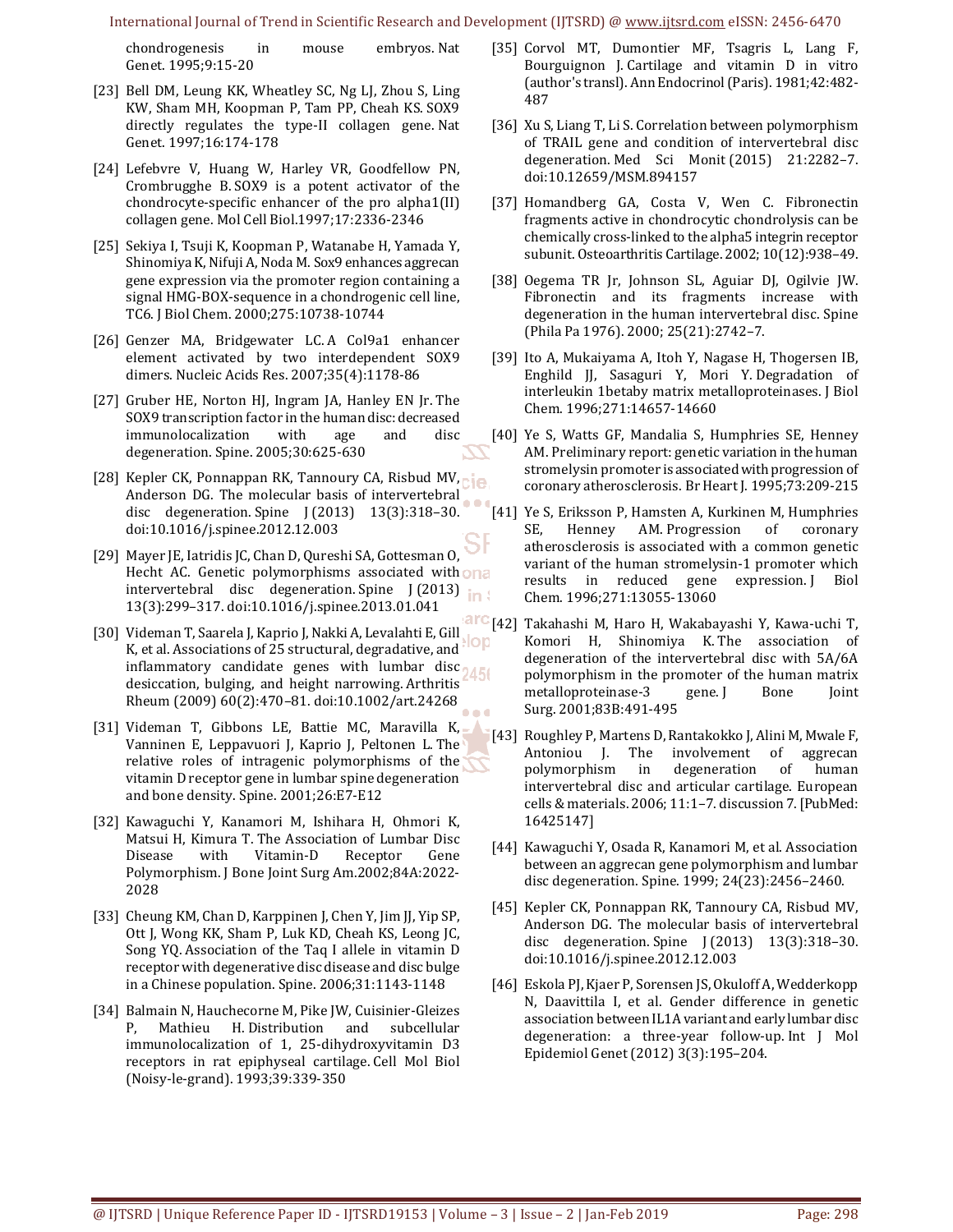chondrogenesis in mouse embryos. Nat Genet. 1995;9:15-20

[23] Bell DM, Leung KK, Wheatley SC, Ng LJ, Zhou S, Ling KW, Sham MH, Koopman P, Tam PP, Cheah KS. SOX9 directly regulates the type-II collagen gene. Nat Genet. 1997;16:174-178

[24] Lefebvre V, Huang W, Harley VR, Goodfellow PN, Crombrugghe B. SOX9 is a potent activator of the chondrocyte-specific enhancer of the pro alpha1(II) collagen gene. Mol Cell Biol.1997;17:2336-2346

[25] Sekiya I, Tsuji K, Koopman P, Watanabe H, Yamada Y, Shinomiya K, Nifuji A, Noda M. Sox9 enhances aggrecan gene expression via the promoter region containing a signal HMG-BOX-sequence in a chondrogenic cell line, TC6. J Biol Chem. 2000;275:10738-10744

[26] Genzer MA, Bridgewater LC. A Col9a1 enhancer element activated by two interdependent SOX9 dimers. Nucleic Acids Res. 2007;35(4):1178-86

[27] Gruber HE, Norton HJ, Ingram JA, Hanley EN Jr. The SOX9 transcription factor in the human disc: decreased immunolocalization with age and disc degeneration. Spine. 2005;30:625-630

[28] Kepler CK, Ponnappan RK, Tannoury CA, Risbud MV, Anderson DG. The molecular basis of intervertebral disc degeneration. Spine J (2013) 13(3):318–30. doi:10.1016/j.spinee.2012.12.003

[29] Mayer JE, Iatridis JC, Chan D, Qureshi SA, Gottesman O, Hecht AC. Genetic polymorphisms associated with intervertebral disc degeneration. Spine J (2013) 13(3):299–317. doi:10.1016/j.spinee.2013.01.041

[30] Videman T, Saarela J, Kaprio J, Nakki A, Levalahti E, Gill K, et al. Associations of 25 structural, degradative, and inflammatory candidate genes with lumbar disc desiccation, bulging, and height narrowing. Arthritis Rheum (2009) 60(2):470–81. doi:10.1002/art.24268

[31] Videman T, Gibbons LE, Battie MC, Maravilla K, Vanninen E, Leppavuori J, Kaprio J, Peltonen L. The relative roles of intragenic polymorphisms of the vitamin D receptor gene in lumbar spine degeneration and bone density. Spine. 2001;26:E7-E12

[32] Kawaguchi Y, Kanamori M, Ishihara H, Ohmori K, Matsui H, Kimura T. The Association of Lumbar Disc Disease with Vitamin-D Receptor Gene Polymorphism. J Bone Joint Surg Am.2002;84A:2022-2028

[33] Cheung KM, Chan D, Karppinen J, Chen Y, Jim JJ, Yip SP, Ott J, Wong KK, Sham P, Luk KD, Cheah KS, Leong JC, Song YQ. Association of the Taq I allele in vitamin D receptor with degenerative disc disease and disc bulge in a Chinese population. Spine. 2006;31:1143-1148

[34] Balmain N, Hauchecorne M, Pike JW, Cuisinier-Gleizes P, Mathieu H. Distribution and subcellular immunolocalization of 1, 25-dihydroxyvitamin D3 receptors in rat epiphyseal cartilage. Cell Mol Biol (Noisy-le-grand). 1993;39:339-350

[35] Corvol MT, Dumontier MF, Tsagris L, Lang F, Bourguignon J. Cartilage and vitamin D in vitro (author's transl). Ann Endocrinol (Paris). 1981;42:482-487

[36] Xu S, Liang T, Li S. Correlation between polymorphism of TRAIL gene and condition of intervertebral disc degeneration. Med Sci Monit (2015) 21:2282–7. doi:10.12659/MSM.894157

[37] Homandberg GA, Costa V, Wen C. Fibronectin fragments active in chondrocytic chondrolysis can be chemically cross-linked to the alpha5 integrin receptor subunit. Osteoarthritis Cartilage. 2002; 10(12):938–49.

[38] Oegema TR Jr, Johnson SL, Aguiar DJ, Ogilvie JW. Fibronectin and its fragments increase with degeneration in the human intervertebral disc. Spine (Phila Pa 1976). 2000; 25(21):2742–7.

[39] Ito A, Mukaiyama A, Itoh Y, Nagase H, Thogersen IB, Enghild JJ, Sasaguri Y, Mori Y. Degradation of interleukin 1betaby matrix metalloproteinases. J Biol Chem. 1996;271:14657-14660

[40] Ye S, Watts GF, Mandalia S, Humphries SE, Henney AM. Preliminary report: genetic variation in the human stromelysin promoter is associated with progression of coronary atherosclerosis. Br Heart J. 1995;73:209-215

[41] Ye S, Eriksson P, Hamsten A, Kurkinen M, Humphries SE, Henney AM. Progression of coronary atherosclerosis is associated with a common genetic variant of the human stromelysin-1 promoter which results in reduced gene expression. J Biol Chem. 1996;271:13055-13060

[42] Takahashi M, Haro H, Wakabayashi Y, Kawa-uchi T, Komori H, Shinomiya K. The association of degeneration of the intervertebral disc with 5A/6A polymorphism in the promoter of the human matrix metalloproteinase-3 gene. J Bone Joint Surg. 2001;83B:491-495

[43] Roughley P, Martens D, Rantakokko J, Alini M, Mwale F, Antoniou J. The involvement of aggrecan polymorphism in degeneration of human intervertebral disc and articular cartilage. European cells & materials. 2006; 11:1–7. discussion 7. [PubMed: 16425147]

[44] Kawaguchi Y, Osada R, Kanamori M, et al. Association between an aggrecan gene polymorphism and lumbar disc degeneration. Spine. 1999; 24(23):2456–2460.

[45] Kepler CK, Ponnappan RK, Tannoury CA, Risbud MV, Anderson DG. The molecular basis of intervertebral disc degeneration. Spine J (2013) 13(3):318–30. doi:10.1016/j.spinee.2012.12.003

[46] Eskola PJ, Kjaer P, Sorensen JS, Okuloff A, Wedderkopp N, Daavittila I, et al. Gender difference in genetic association between IL1A variant and early lumbar disc degeneration: a three-year follow-up. Int J Mol Epidemiol Genet (2012) 3(3):195–204.